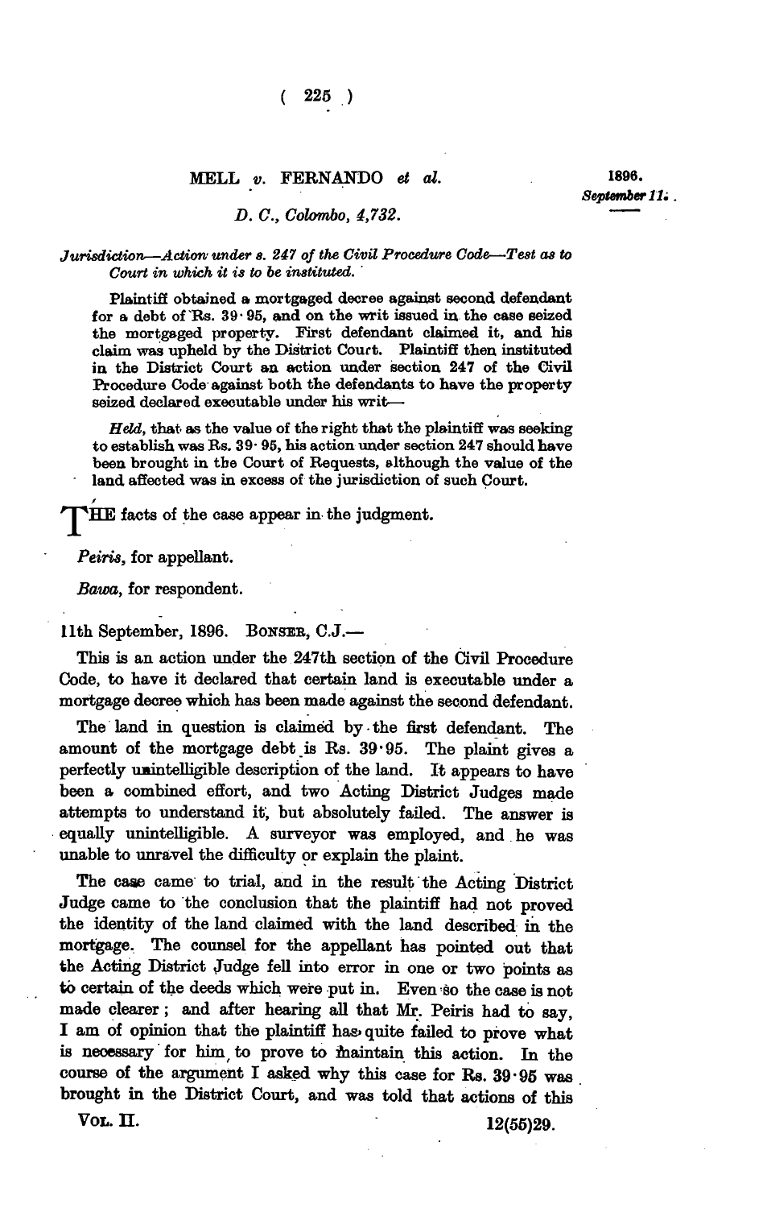# MELL v. FERNANDO *et al.*

1896.
*September 11.*

*D. C., Colombo, 4,732.*

*Jurisdiction—Action under s. 247 of the Civil Procedure Code—Test as to Court in which it is to be instituted.*

Plaintiff obtained a mortgaged decree against second defendant for a debt of Rs. 39·95, and on the writ issued in the case seized the mortgaged property. First defendant claimed it, and his claim was upheld by the District Court. Plaintiff then instituted in the District Court an action under section 247 of the Civil Procedure Code against both the defendants to have the property seized declared executable under his writ—

*Held*, that as the value of the right that the plaintiff was seeking to establish was Rs. 39·95, his action under section 247 should have been brought in the Court of Requests, although the value of the land affected was in excess of the jurisdiction of such Court.

THE facts of the case appear in the judgment.

*Peiris*, for appellant.

*Bawa*, for respondent.

11th September, 1896. BONSER, C.J.—

This is an action under the 247th section of the Civil Procedure Code, to have it declared that certain land is executable under a mortgage decree which has been made against the second defendant.

The land in question is claimed by the first defendant. The amount of the mortgage debt is Rs. 39·95. The plaint gives a perfectly unintelligible description of the land. It appears to have been a combined effort, and two Acting District Judges made attempts to understand it, but absolutely failed. The answer is equally unintelligible. A surveyor was employed, and he was unable to unravel the difficulty or explain the plaint.

The case came to trial, and in the result the Acting District Judge came to the conclusion that the plaintiff had not proved the identity of the land claimed with the land described in the mortgage. The counsel for the appellant has pointed out that the Acting District Judge fell into error in one or two points as to certain of the deeds which were put in. Even so the case is not made clearer; and after hearing all that Mr. Peiris had to say, I am of opinion that the plaintiff has quite failed to prove what is necessary for him to prove to maintain this action. In the course of the argument I asked why this case for Rs. 39·95 was brought in the District Court, and was told that actions of this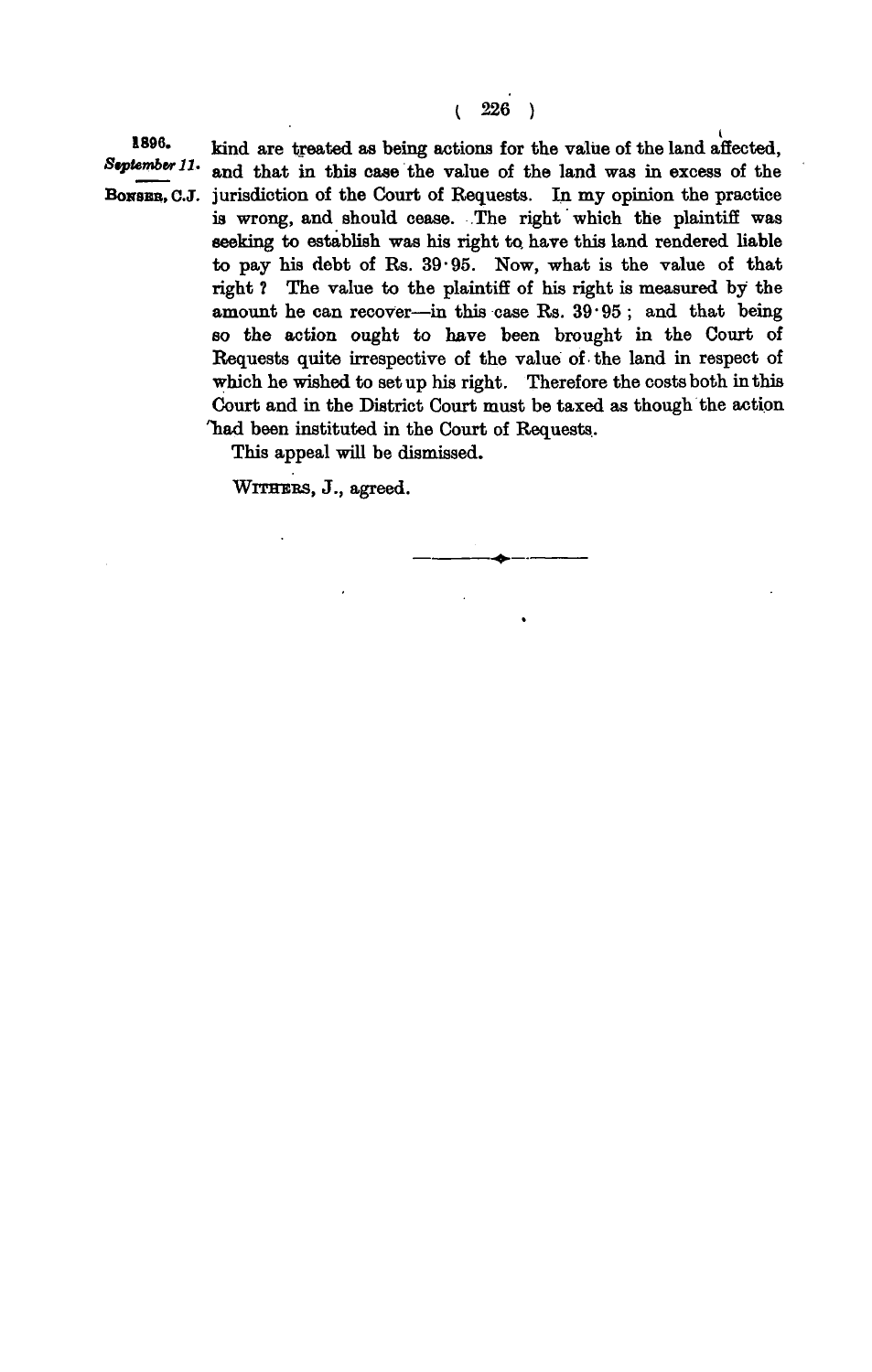kind are treated as being actions for the value of the land affected, and that in this case the value of the land was in excess of the jurisdiction of the Court of Requests. In my opinion the practice is wrong, and should cease. The right which the plaintiff was seeking to establish was his right to have this land rendered liable to pay his debt of Rs. 39·95. Now, what is the value of that right? The value to the plaintiff of his right is measured by the amount he can recover—in this case Rs. 39·95; and that being so the action ought to have been brought in the Court of Requests quite irrespective of the value of the land in respect of which he wished to set up his right. Therefore the costs both in this Court and in the District Court must be taxed as though the action had been instituted in the Court of Requests.

This appeal will be dismissed.

WITHERS, J., agreed.